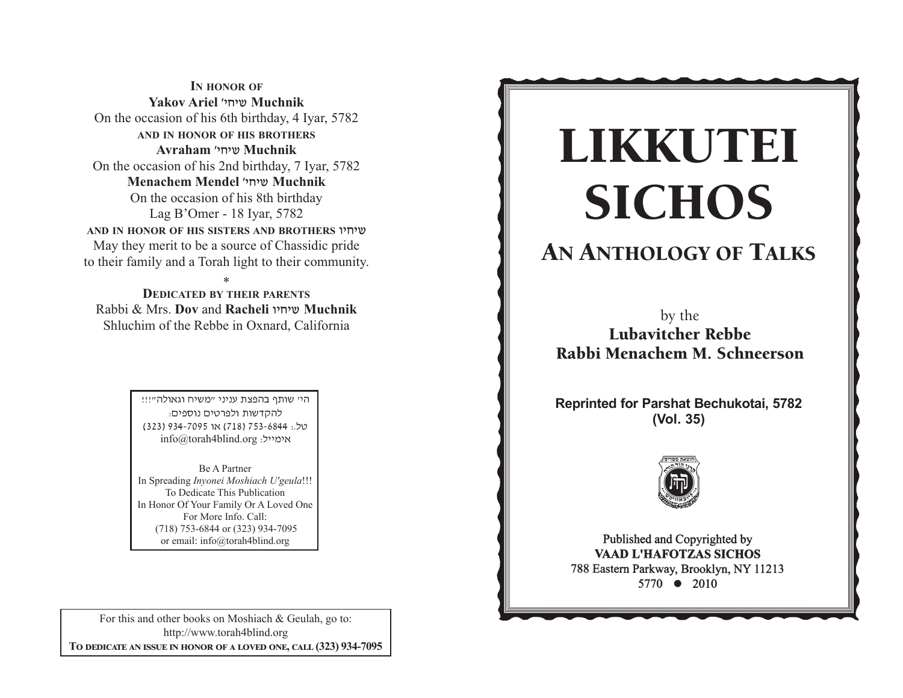**In honor of**
**Yakov Ariel שיחי' Muchnik**
On the occasion of his 6th birthday, 4 Iyar, 5782
**and in honor of his brothers**
**Avraham שיחי' Muchnik**
On the occasion of his 2nd birthday, 7 Iyar, 5782
**Menachem Mendel שיחי' Muchnik**
On the occasion of his 8th birthday
Lag B'Omer - 18 Iyar, 5782
**and in honor of his sisters and brothers שיחיו**
May they merit to be a source of Chassidic pride
to their family and a Torah light to their community.

*

**Dedicated by their parents**
Rabbi & Mrs. **Dov** and **Racheli שיחיו Muchnik**
Shluchim of the Rebbe in Oxnard, California

הי' שותף בהפצת עניני "משיח וגאולה"!!!
להקדשות ולפרטים נוספים:
טל.: 753-6844 (718) או 934-7095 (323)
אימייל: info@torah4blind.org

Be A Partner
In Spreading *Inyonei Moshiach U'geula*!!!
To Dedicate This Publication
In Honor Of Your Family Or A Loved One
For More Info. Call:
(718) 753-6844 or (323) 934-7095
or email: info@torah4blind.org

For this and other books on Moshiach & Geulah, go to:
http://www.torah4blind.org
**To dedicate an issue in honor of a loved one, call (323) 934-7095**

# LIKKUTEI SICHOS

## An Anthology of Talks

by the
**Lubavitcher Rebbe**
**Rabbi Menachem M. Schneerson**

**Reprinted for Parshat Bechukotai, 5782**
**(Vol. 35)**

Published and Copyrighted by
**VAAD L'HAFOTZAS SICHOS**
788 Eastern Parkway, Brooklyn, NY 11213
5770 ● 2010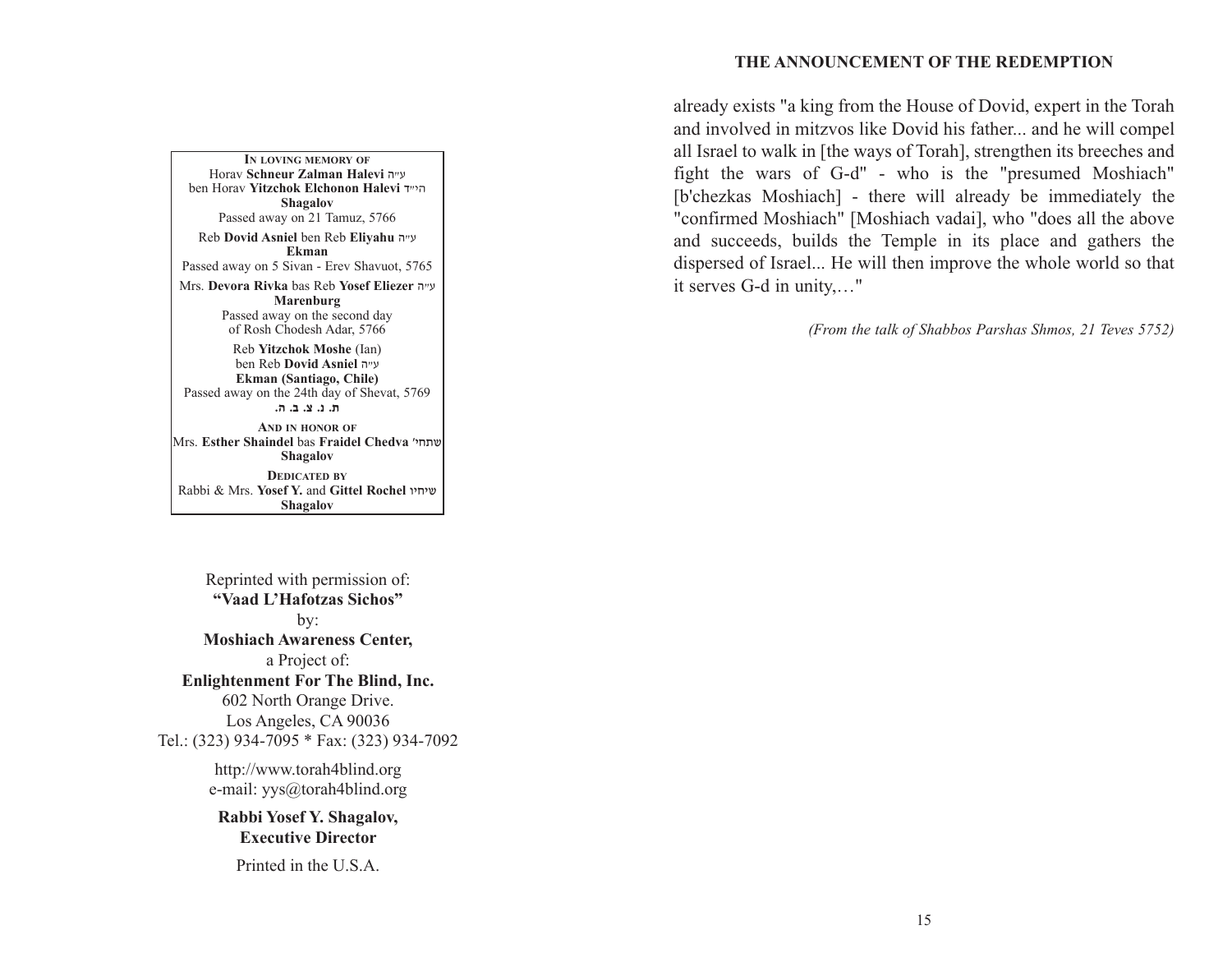**IN LOVING MEMORY OF**
Horav **Schneur Zalman Halevi** ע״ה
ben Horav **Yitzchok Elchonon Halevi** הי״ד
**Shagalov**
Passed away on 21 Tamuz, 5766

Reb **Dovid Asniel** ben Reb **Eliyahu** ע״ה
**Ekman**
Passed away on 5 Sivan - Erev Shavuot, 5765

Mrs. **Devora Rivka** bas Reb **Yosef Eliezer** ע״ה
**Marenburg**
Passed away on the second day
of Rosh Chodesh Adar, 5766

Reb **Yitzchok Moshe** (Ian)
ben Reb **Dovid Asniel** ע״ה
**Ekman (Santiago, Chile)**
Passed away on the 24th day of Shevat, 5769
**ת. נ. צ. ב. ה.**

**AND IN HONOR OF**
Mrs. **Esther Shaindel** bas **Fraidel Chedva** שתחי'
**Shagalov**

**DEDICATED BY**
Rabbi & Mrs. **Yosef Y.** and **Gittel Rochel** שיחיו
**Shagalov**

Reprinted with permission of:
**"Vaad L'Hafotzas Sichos"**
by:
**Moshiach Awareness Center,**
a Project of:
**Enlightenment For The Blind, Inc.**
602 North Orange Drive.
Los Angeles, CA 90036
Tel.: (323) 934-7095 * Fax: (323) 934-7092

http://www.torah4blind.org
e-mail: yys@torah4blind.org

**Rabbi Yosef Y. Shagalov,**
**Executive Director**

Printed in the U.S.A.

already exists "a king from the House of Dovid, expert in the Torah and involved in mitzvos like Dovid his father... and he will compel all Israel to walk in [the ways of Torah], strengthen its breeches and fight the wars of G-d" - who is the "presumed Moshiach" [b'chezkas Moshiach] - there will already be immediately the "confirmed Moshiach" [Moshiach vadai], who "does all the above and succeeds, builds the Temple in its place and gathers the dispersed of Israel... He will then improve the whole world so that it serves G-d in unity,…"

*(From the talk of Shabbos Parshas Shmos, 21 Teves 5752)*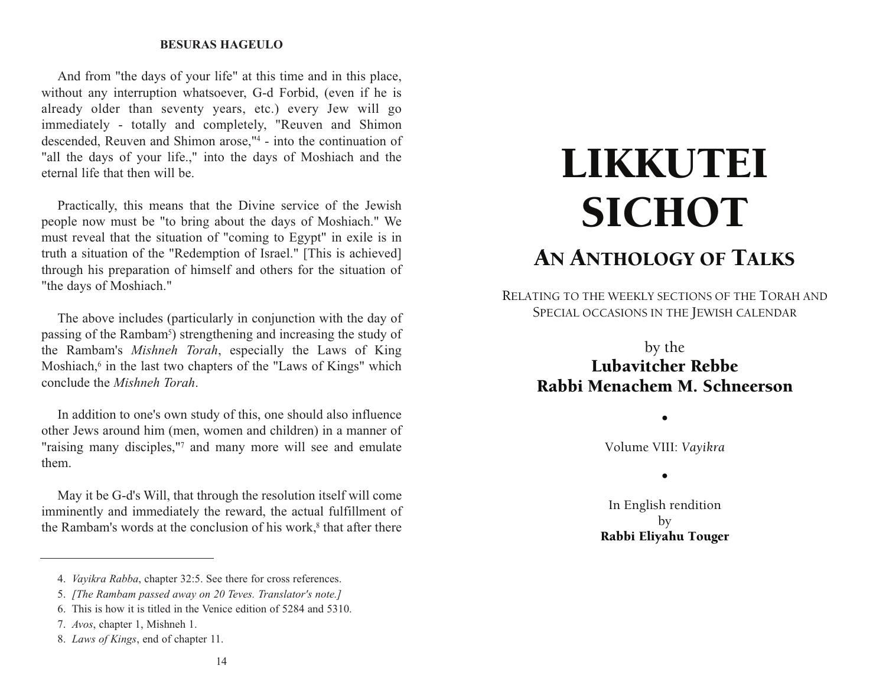And from "the days of your life" at this time and in this place, without any interruption whatsoever, G-d Forbid, (even if he is already older than seventy years, etc.) every Jew will go immediately - totally and completely, "Reuven and Shimon descended, Reuven and Shimon arose,"[4] - into the continuation of "all the days of your life.," into the days of Moshiach and the eternal life that then will be.

Practically, this means that the Divine service of the Jewish people now must be "to bring about the days of Moshiach." We must reveal that the situation of "coming to Egypt" in exile is in truth a situation of the "Redemption of Israel." [This is achieved] through his preparation of himself and others for the situation of "the days of Moshiach."

The above includes (particularly in conjunction with the day of passing of the Rambam[5]) strengthening and increasing the study of the Rambam's *Mishneh Torah*, especially the Laws of King Moshiach,[6] in the last two chapters of the "Laws of Kings" which conclude the *Mishneh Torah*.

In addition to one's own study of this, one should also influence other Jews around him (men, women and children) in a manner of "raising many disciples,"[7] and many more will see and emulate them.

May it be G-d's Will, that through the resolution itself will come imminently and immediately the reward, the actual fulfillment of the Rambam's words at the conclusion of his work,[8] that after there

---

4. *Vayikra Rabba*, chapter 32:5. See there for cross references.
5. *[The Rambam passed away on 20 Teves. Translator's note.]*
6. This is how it is titled in the Venice edition of 5284 and 5310.
7. *Avos*, chapter 1, Mishneh 1.
8. *Laws of Kings*, end of chapter 11.

# LIKKUTEI SICHOT

## An Anthology of Talks

Relating to the weekly sections of the Torah and Special occasions in the Jewish calendar

by the

**Lubavitcher Rebbe**
**Rabbi Menachem M. Schneerson**

•

Volume VIII: *Vayikra*

•

In English rendition
by
**Rabbi Eliyahu Touger**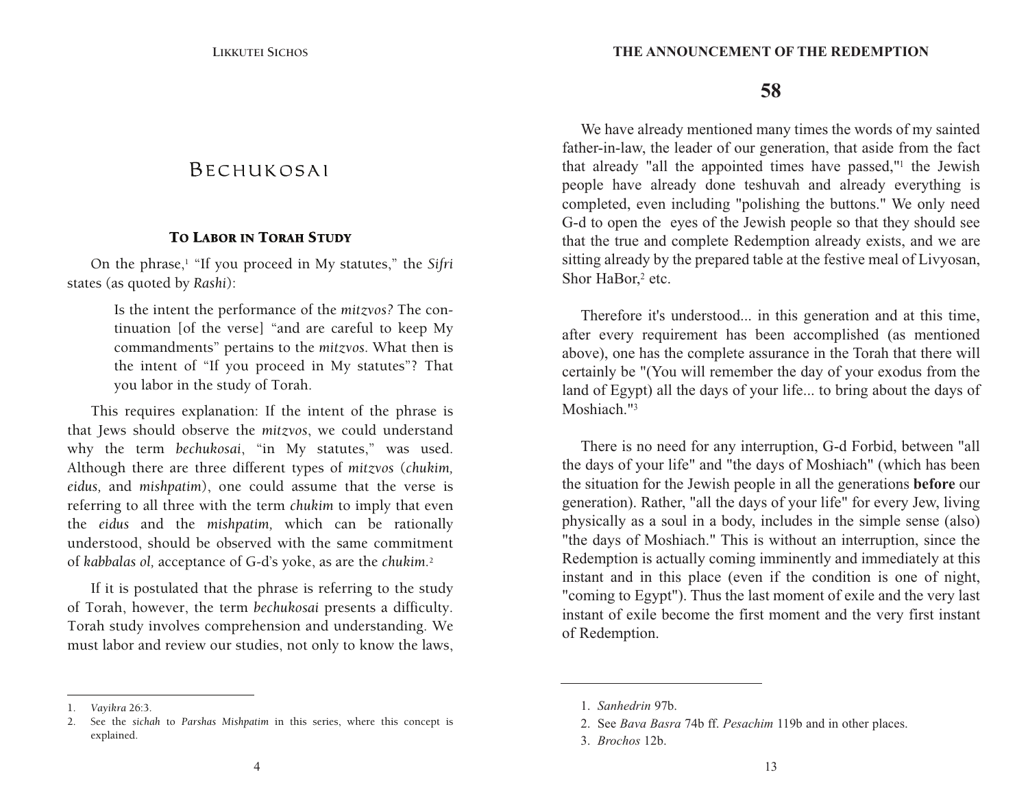# Bechukosai

## To Labor in Torah Study

On the phrase,[1] "If you proceed in My statutes," the *Sifri* states (as quoted by *Rashi*):

> Is the intent the performance of the *mitzvos?* The continuation [of the verse] "and are careful to keep My commandments" pertains to the *mitzvos*. What then is the intent of "If you proceed in My statutes"? That you labor in the study of Torah.

This requires explanation: If the intent of the phrase is that Jews should observe the *mitzvos*, we could understand why the term *bechukosai*, "in My statutes," was used. Although there are three different types of *mitzvos* (*chukim, eidus,* and *mishpatim*), one could assume that the verse is referring to all three with the term *chukim* to imply that even the *eidus* and the *mishpatim,* which can be rationally understood, should be observed with the same commitment of *kabbalas ol,* acceptance of G-d's yoke, as are the *chukim*.[2]

If it is postulated that the phrase is referring to the study of Torah, however, the term *bechukosai* presents a difficulty. Torah study involves comprehension and understanding. We must labor and review our studies, not only to know the laws,

1. *Vayikra* 26:3.
2. See the *sichah* to *Parshas Mishpatim* in this series, where this concept is explained.

## 58

We have already mentioned many times the words of my sainted father-in-law, the leader of our generation, that aside from the fact that already "all the appointed times have passed,"[1] the Jewish people have already done teshuvah and already everything is completed, even including "polishing the buttons." We only need G-d to open the eyes of the Jewish people so that they should see that the true and complete Redemption already exists, and we are sitting already by the prepared table at the festive meal of Livyosan, Shor HaBor,[2] etc.

Therefore it's understood... in this generation and at this time, after every requirement has been accomplished (as mentioned above), one has the complete assurance in the Torah that there will certainly be "(You will remember the day of your exodus from the land of Egypt) all the days of your life... to bring about the days of Moshiach."[3]

There is no need for any interruption, G-d Forbid, between "all the days of your life" and "the days of Moshiach" (which has been the situation for the Jewish people in all the generations **before** our generation). Rather, "all the days of your life" for every Jew, living physically as a soul in a body, includes in the simple sense (also) "the days of Moshiach." This is without an interruption, since the Redemption is actually coming imminently and immediately at this instant and in this place (even if the condition is one of night, "coming to Egypt"). Thus the last moment of exile and the very last instant of exile become the first moment and the very first instant of Redemption.

1. *Sanhedrin* 97b.
2. See *Bava Basra* 74b ff. *Pesachim* 119b and in other places.
3. *Brochos* 12b.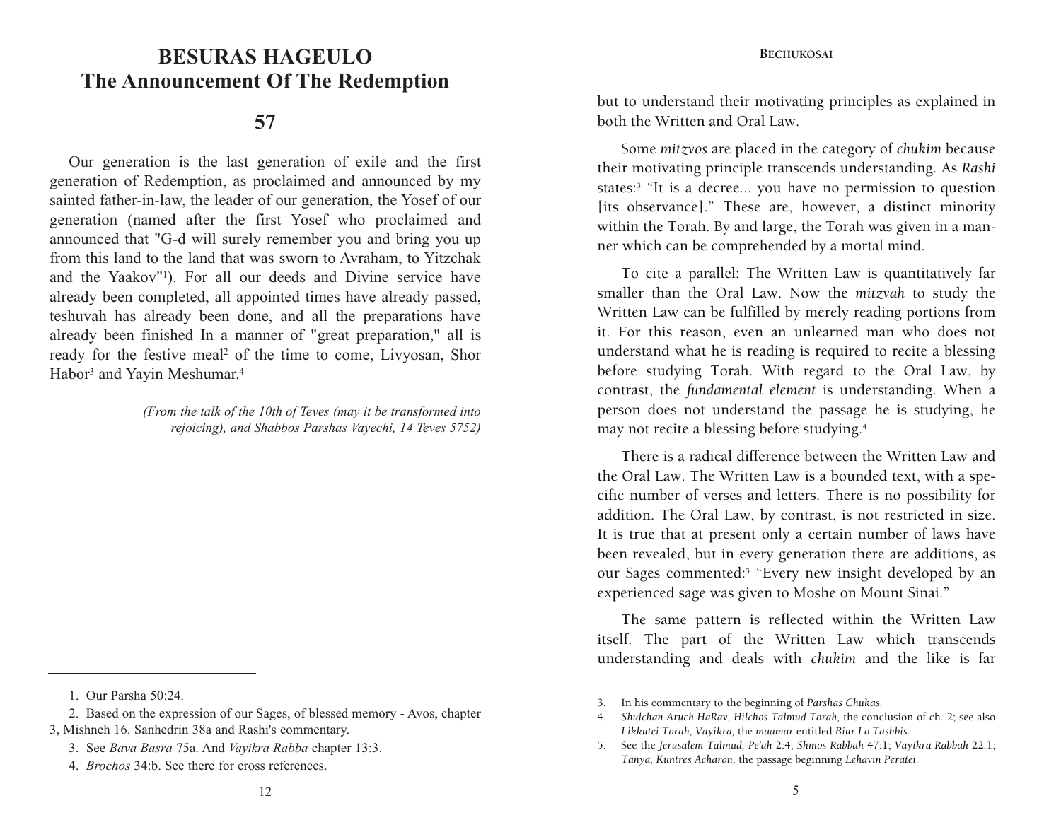# BESURAS HAGEULO
# The Announcement Of The Redemption

## 57

Our generation is the last generation of exile and the first generation of Redemption, as proclaimed and announced by my sainted father-in-law, the leader of our generation, the Yosef of our generation (named after the first Yosef who proclaimed and announced that "G-d will surely remember you and bring you up from this land to the land that was sworn to Avraham, to Yitzchak and the Yaakov"[1]). For all our deeds and Divine service have already been completed, all appointed times have already passed, teshuvah has already been done, and all the preparations have already been finished In a manner of "great preparation," all is ready for the festive meal[2] of the time to come, Livyosan, Shor Habor[3] and Yayin Meshumar.[4]

*(From the talk of the 10th of Teves (may it be transformed into rejoicing), and Shabbos Parshas Vayechi, 14 Teves 5752)*

1. Our Parsha 50:24.
2. Based on the expression of our Sages, of blessed memory - Avos, chapter 3, Mishneh 16. Sanhedrin 38a and Rashi's commentary.
3. See *Bava Basra* 75a. And *Vayikra Rabba* chapter 13:3.
4. *Brochos* 34:b. See there for cross references.

---

but to understand their motivating principles as explained in both the Written and Oral Law.

Some *mitzvos* are placed in the category of *chukim* because their motivating principle transcends understanding. As *Rashi* states:[3] "It is a decree... you have no permission to question [its observance]." These are, however, a distinct minority within the Torah. By and large, the Torah was given in a manner which can be comprehended by a mortal mind.

To cite a parallel: The Written Law is quantitatively far smaller than the Oral Law. Now the *mitzvah* to study the Written Law can be fulfilled by merely reading portions from it. For this reason, even an unlearned man who does not understand what he is reading is required to recite a blessing before studying Torah. With regard to the Oral Law, by contrast, the *fundamental element* is understanding. When a person does not understand the passage he is studying, he may not recite a blessing before studying.[4]

There is a radical difference between the Written Law and the Oral Law. The Written Law is a bounded text, with a specific number of verses and letters. There is no possibility for addition. The Oral Law, by contrast, is not restricted in size. It is true that at present only a certain number of laws have been revealed, but in every generation there are additions, as our Sages commented:[5] "Every new insight developed by an experienced sage was given to Moshe on Mount Sinai."

The same pattern is reflected within the Written Law itself. The part of the Written Law which transcends understanding and deals with *chukim* and the like is far

3. In his commentary to the beginning of *Parshas Chukas.*
4. *Shulchan Aruch HaRav, Hilchos Talmud Torah,* the conclusion of ch. 2; see also *Likkutei Torah, Vayikra,* the *maamar* entitled *Biur Lo Tashbis.*
5. See the *Jerusalem Talmud, Pe'ah* 2:4; *Shmos Rabbah* 47:1; *Vayikra Rabbah* 22:1; *Tanya, Kuntres Acharon,* the passage beginning *Lehavin Peratei.*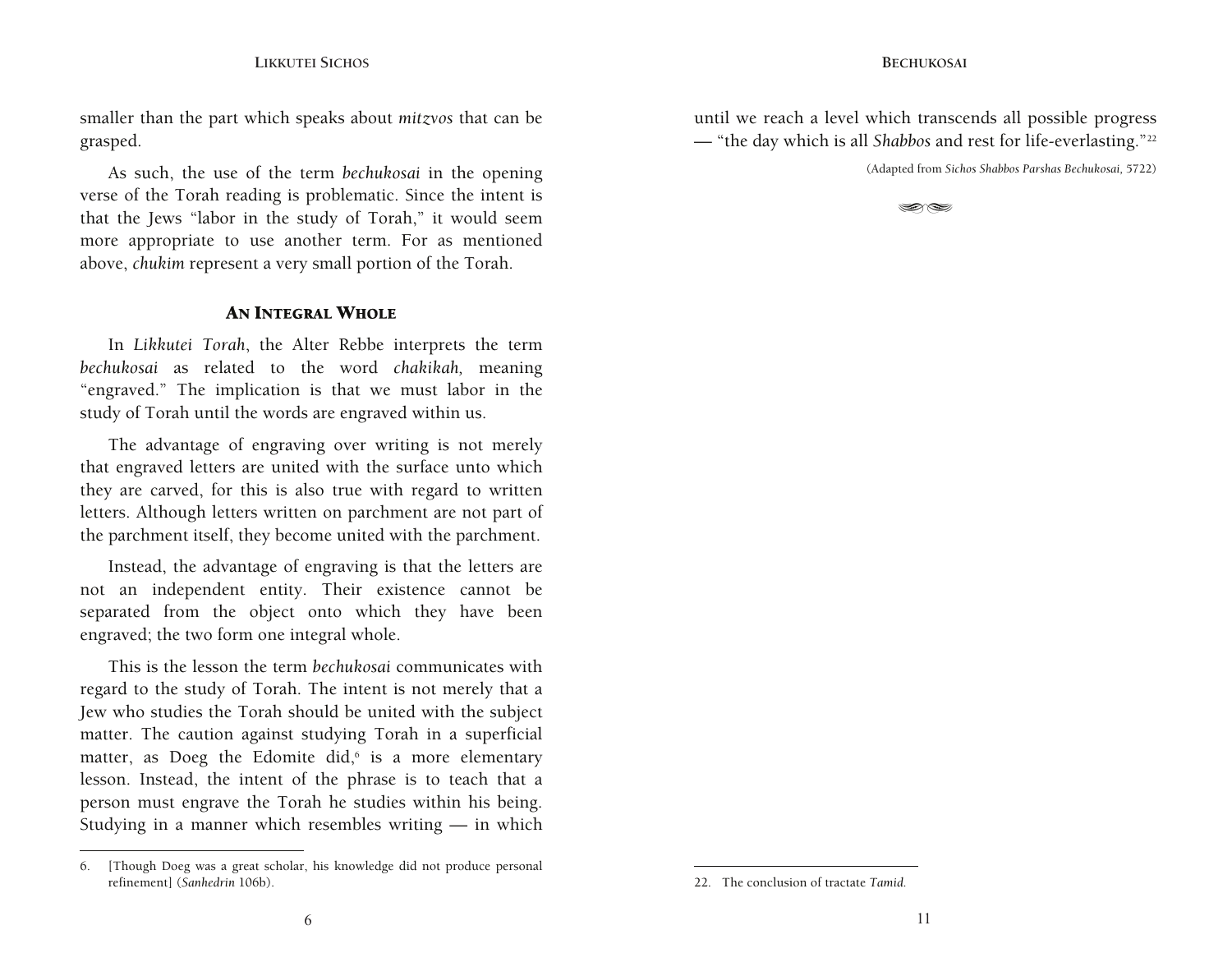smaller than the part which speaks about *mitzvos* that can be grasped.

As such, the use of the term *bechukosai* in the opening verse of the Torah reading is problematic. Since the intent is that the Jews "labor in the study of Torah," it would seem more appropriate to use another term. For as mentioned above, *chukim* represent a very small portion of the Torah.

## An Integral Whole

In *Likkutei Torah*, the Alter Rebbe interprets the term *bechukosai* as related to the word *chakikah,* meaning "engraved." The implication is that we must labor in the study of Torah until the words are engraved within us.

The advantage of engraving over writing is not merely that engraved letters are united with the surface unto which they are carved, for this is also true with regard to written letters. Although letters written on parchment are not part of the parchment itself, they become united with the parchment.

Instead, the advantage of engraving is that the letters are not an independent entity. Their existence cannot be separated from the object onto which they have been engraved; the two form one integral whole.

This is the lesson the term *bechukosai* communicates with regard to the study of Torah. The intent is not merely that a Jew who studies the Torah should be united with the subject matter. The caution against studying Torah in a superficial matter, as Doeg the Edomite did,[6] is a more elementary lesson. Instead, the intent of the phrase is to teach that a person must engrave the Torah he studies within his being. Studying in a manner which resembles writing — in which

6. [Though Doeg was a great scholar, his knowledge did not produce personal refinement] (*Sanhedrin* 106b).

until we reach a level which transcends all possible progress — "the day which is all *Shabbos* and rest for life-everlasting."[22]

(Adapted from *Sichos Shabbos Parshas Bechukosai*, 5722)

22. The conclusion of tractate *Tamid.*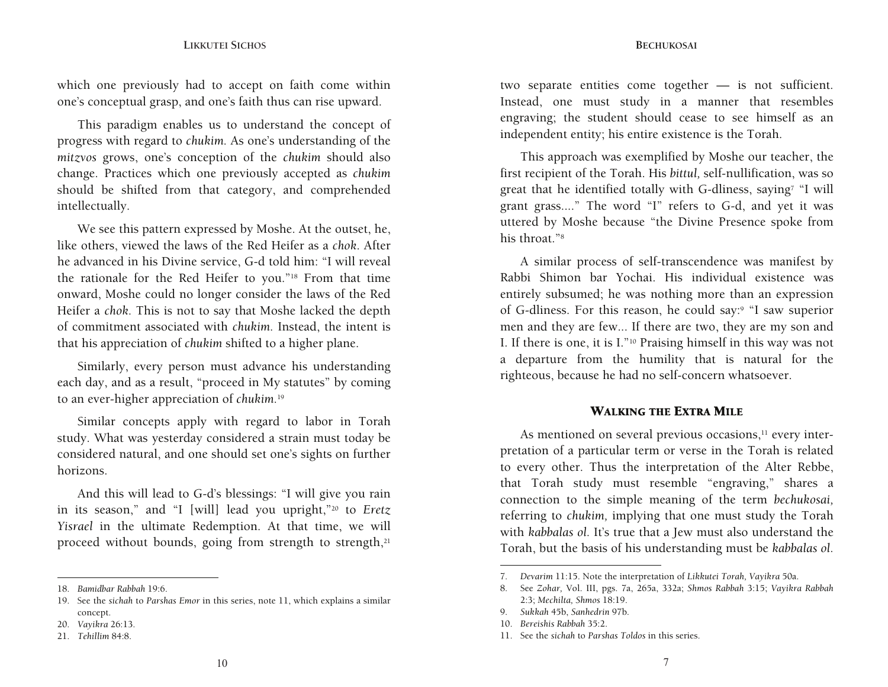which one previously had to accept on faith come within one's conceptual grasp, and one's faith thus can rise upward.

This paradigm enables us to understand the concept of progress with regard to *chukim*. As one's understanding of the *mitzvos* grows, one's conception of the *chukim* should also change. Practices which one previously accepted as *chukim* should be shifted from that category, and comprehended intellectually.

We see this pattern expressed by Moshe. At the outset, he, like others, viewed the laws of the Red Heifer as a *chok*. After he advanced in his Divine service, G-d told him: "I will reveal the rationale for the Red Heifer to you."[18] From that time onward, Moshe could no longer consider the laws of the Red Heifer a *chok*. This is not to say that Moshe lacked the depth of commitment associated with *chukim*. Instead, the intent is that his appreciation of *chukim* shifted to a higher plane.

Similarly, every person must advance his understanding each day, and as a result, "proceed in My statutes" by coming to an ever-higher appreciation of *chukim*.[19]

Similar concepts apply with regard to labor in Torah study. What was yesterday considered a strain must today be considered natural, and one should set one's sights on further horizons.

And this will lead to G-d's blessings: "I will give you rain in its season," and "I [will] lead you upright,"[20] to *Eretz Yisrael* in the ultimate Redemption. At that time, we will proceed without bounds, going from strength to strength,[21]

18. *Bamidbar Rabbah* 19:6.
19. See the *sichah* to *Parshas Emor* in this series, note 11, which explains a similar concept.
20. *Vayikra* 26:13.
21. *Tehillim* 84:8.

two separate entities come together — is not sufficient. Instead, one must study in a manner that resembles engraving; the student should cease to see himself as an independent entity; his entire existence is the Torah.

This approach was exemplified by Moshe our teacher, the first recipient of the Torah. His *bittul*, self-nullification, was so great that he identified totally with G-dliness, saying[7] "I will grant grass...." The word "I" refers to G-d, and yet it was uttered by Moshe because "the Divine Presence spoke from his throat."[8]

A similar process of self-transcendence was manifest by Rabbi Shimon bar Yochai. His individual existence was entirely subsumed; he was nothing more than an expression of G-dliness. For this reason, he could say:[9] "I saw superior men and they are few... If there are two, they are my son and I. If there is one, it is I."[10] Praising himself in this way was not a departure from the humility that is natural for the righteous, because he had no self-concern whatsoever.

## Walking the Extra Mile

As mentioned on several previous occasions,[11] every interpretation of a particular term or verse in the Torah is related to every other. Thus the interpretation of the Alter Rebbe, that Torah study must resemble "engraving," shares a connection to the simple meaning of the term *bechukosai*, referring to *chukim*, implying that one must study the Torah with *kabbalas ol*. It's true that a Jew must also understand the Torah, but the basis of his understanding must be *kabbalas ol*.

7. *Devarim* 11:15. Note the interpretation of *Likkutei Torah*, *Vayikra* 50a.
8. See *Zohar*, Vol. III, pgs. 7a, 265a, 332a; *Shmos Rabbah* 3:15; *Vayikra Rabbah* 2:3; *Mechilta*, *Shmos* 18:19.
9. *Sukkah* 45b, *Sanhedrin* 97b.
10. *Bereishis Rabbah* 35:2.
11. See the *sichah* to *Parshas Toldos* in this series.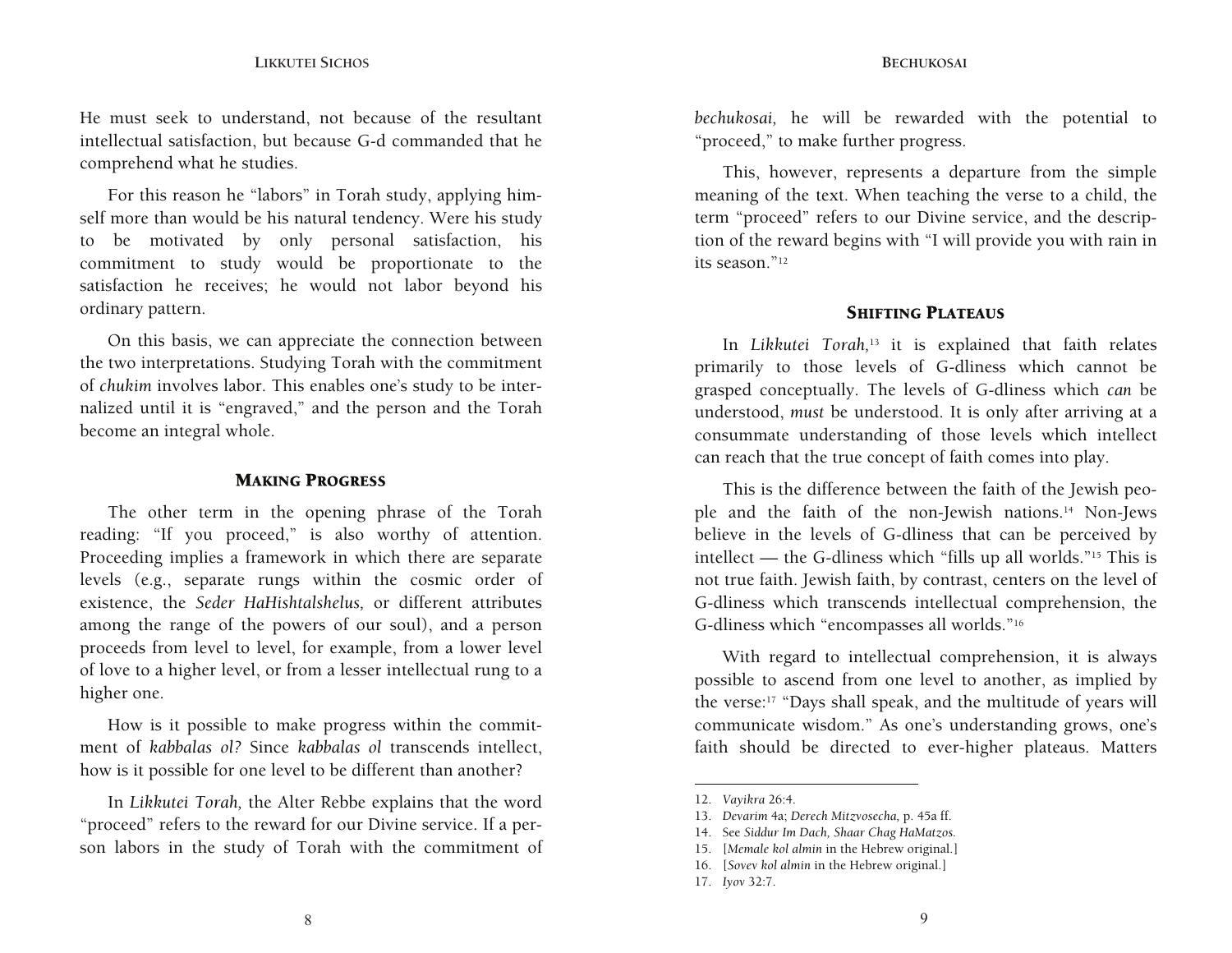He must seek to understand, not because of the resultant intellectual satisfaction, but because G-d commanded that he comprehend what he studies.

For this reason he "labors" in Torah study, applying himself more than would be his natural tendency. Were his study to be motivated by only personal satisfaction, his commitment to study would be proportionate to the satisfaction he receives; he would not labor beyond his ordinary pattern.

On this basis, we can appreciate the connection between the two interpretations. Studying Torah with the commitment of *chukim* involves labor. This enables one's study to be internalized until it is "engraved," and the person and the Torah become an integral whole.

## Making Progress

The other term in the opening phrase of the Torah reading: "If you proceed," is also worthy of attention. Proceeding implies a framework in which there are separate levels (e.g., separate rungs within the cosmic order of existence, the *Seder HaHishtalshelus,* or different attributes among the range of the powers of our soul), and a person proceeds from level to level, for example, from a lower level of love to a higher level, or from a lesser intellectual rung to a higher one.

How is it possible to make progress within the commitment of *kabbalas ol?* Since *kabbalas ol* transcends intellect, how is it possible for one level to be different than another?

In *Likkutei Torah,* the Alter Rebbe explains that the word "proceed" refers to the reward for our Divine service. If a person labors in the study of Torah with the commitment of *bechukosai,* he will be rewarded with the potential to "proceed," to make further progress.

This, however, represents a departure from the simple meaning of the text. When teaching the verse to a child, the term "proceed" refers to our Divine service, and the description of the reward begins with "I will provide you with rain in its season."[12]

## Shifting Plateaus

In *Likkutei Torah,*[13] it is explained that faith relates primarily to those levels of G-dliness which cannot be grasped conceptually. The levels of G-dliness which *can* be understood, *must* be understood. It is only after arriving at a consummate understanding of those levels which intellect can reach that the true concept of faith comes into play.

This is the difference between the faith of the Jewish people and the faith of the non-Jewish nations.[14] Non-Jews believe in the levels of G-dliness that can be perceived by intellect — the G-dliness which "fills up all worlds."[15] This is not true faith. Jewish faith, by contrast, centers on the level of G-dliness which transcends intellectual comprehension, the G-dliness which "encompasses all worlds."[16]

With regard to intellectual comprehension, it is always possible to ascend from one level to another, as implied by the verse:[17] "Days shall speak, and the multitude of years will communicate wisdom." As one's understanding grows, one's faith should be directed to ever-higher plateaus. Matters

---

12. *Vayikra* 26:4.
13. *Devarim* 4a; *Derech Mitzvosecha,* p. 45a ff.
14. See *Siddur Im Dach, Shaar Chag HaMatzos.*
15. [*Memale kol almin* in the Hebrew original.]
16. [*Sovev kol almin* in the Hebrew original.]
17. *Iyov* 32:7.